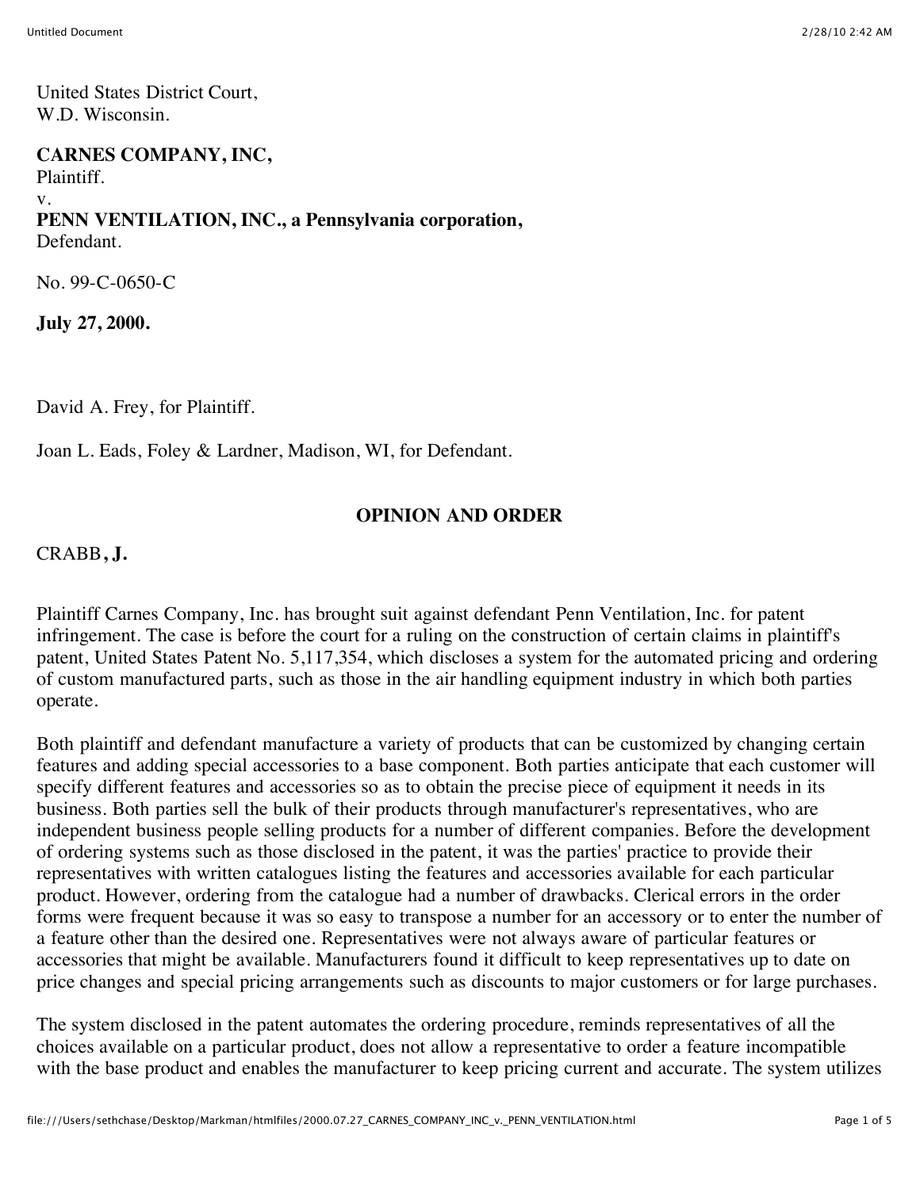United States District Court,
W.D. Wisconsin.

**CARNES COMPANY, INC,**
Plaintiff.
v.
**PENN VENTILATION, INC., a Pennsylvania corporation,**
Defendant.

No. 99-C-0650-C

**July 27, 2000.**

David A. Frey, for Plaintiff.

Joan L. Eads, Foley & Lardner, Madison, WI, for Defendant.

## OPINION AND ORDER

CRABB, **J.**

Plaintiff Carnes Company, Inc. has brought suit against defendant Penn Ventilation, Inc. for patent infringement. The case is before the court for a ruling on the construction of certain claims in plaintiff's patent, United States Patent No. 5,117,354, which discloses a system for the automated pricing and ordering of custom manufactured parts, such as those in the air handling equipment industry in which both parties operate.

Both plaintiff and defendant manufacture a variety of products that can be customized by changing certain features and adding special accessories to a base component. Both parties anticipate that each customer will specify different features and accessories so as to obtain the precise piece of equipment it needs in its business. Both parties sell the bulk of their products through manufacturer's representatives, who are independent business people selling products for a number of different companies. Before the development of ordering systems such as those disclosed in the patent, it was the parties' practice to provide their representatives with written catalogues listing the features and accessories available for each particular product. However, ordering from the catalogue had a number of drawbacks. Clerical errors in the order forms were frequent because it was so easy to transpose a number for an accessory or to enter the number of a feature other than the desired one. Representatives were not always aware of particular features or accessories that might be available. Manufacturers found it difficult to keep representatives up to date on price changes and special pricing arrangements such as discounts to major customers or for large purchases.

The system disclosed in the patent automates the ordering procedure, reminds representatives of all the choices available on a particular product, does not allow a representative to order a feature incompatible with the base product and enables the manufacturer to keep pricing current and accurate. The system utilizes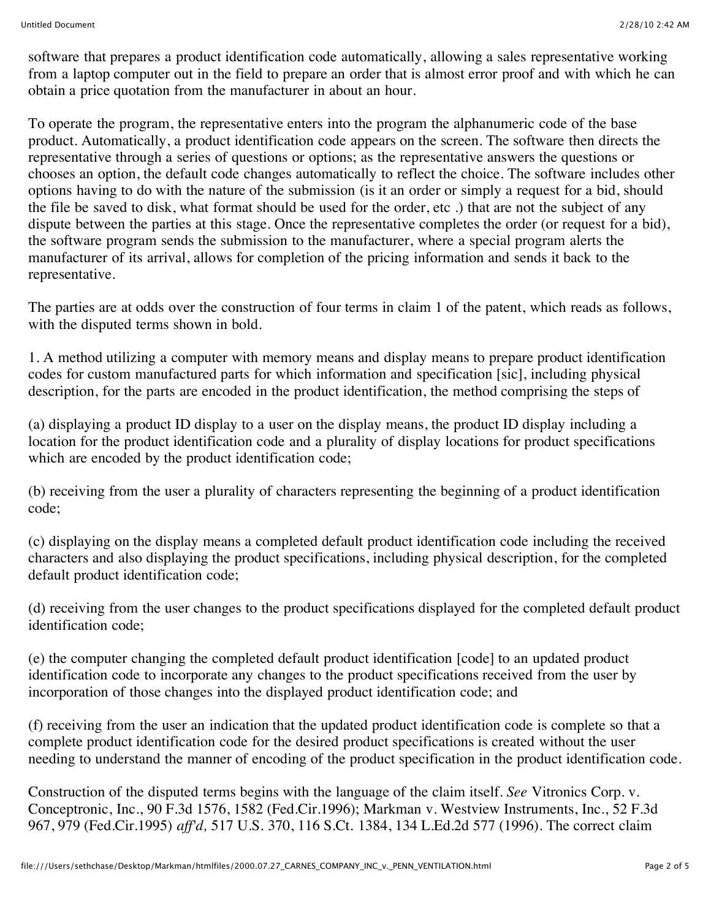software that prepares a product identification code automatically, allowing a sales representative working from a laptop computer out in the field to prepare an order that is almost error proof and with which he can obtain a price quotation from the manufacturer in about an hour.

To operate the program, the representative enters into the program the alphanumeric code of the base product. Automatically, a product identification code appears on the screen. The software then directs the representative through a series of questions or options; as the representative answers the questions or chooses an option, the default code changes automatically to reflect the choice. The software includes other options having to do with the nature of the submission (is it an order or simply a request for a bid, should the file be saved to disk, what format should be used for the order, etc .) that are not the subject of any dispute between the parties at this stage. Once the representative completes the order (or request for a bid), the software program sends the submission to the manufacturer, where a special program alerts the manufacturer of its arrival, allows for completion of the pricing information and sends it back to the representative.

The parties are at odds over the construction of four terms in claim 1 of the patent, which reads as follows, with the disputed terms shown in bold.

1. A method utilizing a computer with memory means and display means to prepare product identification codes for custom manufactured parts for which information and specification [sic], including physical description, for the parts are encoded in the product identification, the method comprising the steps of

(a) displaying a product ID display to a user on the display means, the product ID display including a location for the product identification code and a plurality of display locations for product specifications which are encoded by the product identification code;

(b) receiving from the user a plurality of characters representing the beginning of a product identification code;

(c) displaying on the display means a completed default product identification code including the received characters and also displaying the product specifications, including physical description, for the completed default product identification code;

(d) receiving from the user changes to the product specifications displayed for the completed default product identification code;

(e) the computer changing the completed default product identification [code] to an updated product identification code to incorporate any changes to the product specifications received from the user by incorporation of those changes into the displayed product identification code; and

(f) receiving from the user an indication that the updated product identification code is complete so that a complete product identification code for the desired product specifications is created without the user needing to understand the manner of encoding of the product specification in the product identification code.

Construction of the disputed terms begins with the language of the claim itself. *See* Vitronics Corp. v. Conceptronic, Inc., 90 F.3d 1576, 1582 (Fed.Cir.1996); Markman v. Westview Instruments, Inc., 52 F.3d 967, 979 (Fed.Cir.1995) *aff'd,* 517 U.S. 370, 116 S.Ct. 1384, 134 L.Ed.2d 577 (1996). The correct claim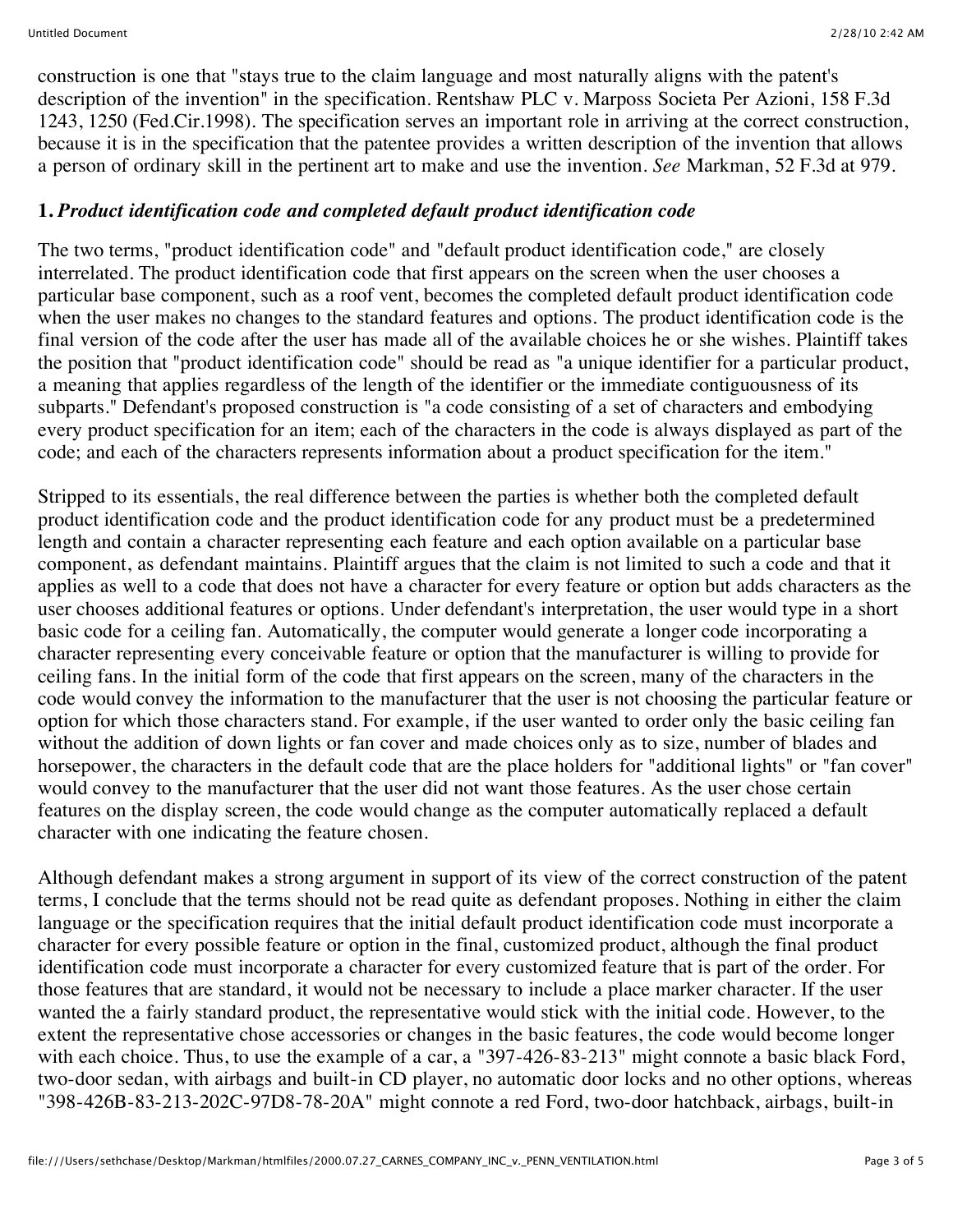construction is one that "stays true to the claim language and most naturally aligns with the patent's description of the invention" in the specification. Rentshaw PLC v. Marposs Societa Per Azioni, 158 F.3d 1243, 1250 (Fed.Cir.1998). The specification serves an important role in arriving at the correct construction, because it is in the specification that the patentee provides a written description of the invention that allows a person of ordinary skill in the pertinent art to make and use the invention. *See* Markman, 52 F.3d at 979.

**1.** ***Product identification code and completed default product identification code***

The two terms, "product identification code" and "default product identification code," are closely interrelated. The product identification code that first appears on the screen when the user chooses a particular base component, such as a roof vent, becomes the completed default product identification code when the user makes no changes to the standard features and options. The product identification code is the final version of the code after the user has made all of the available choices he or she wishes. Plaintiff takes the position that "product identification code" should be read as "a unique identifier for a particular product, a meaning that applies regardless of the length of the identifier or the immediate contiguousness of its subparts." Defendant's proposed construction is "a code consisting of a set of characters and embodying every product specification for an item; each of the characters in the code is always displayed as part of the code; and each of the characters represents information about a product specification for the item."

Stripped to its essentials, the real difference between the parties is whether both the completed default product identification code and the product identification code for any product must be a predetermined length and contain a character representing each feature and each option available on a particular base component, as defendant maintains. Plaintiff argues that the claim is not limited to such a code and that it applies as well to a code that does not have a character for every feature or option but adds characters as the user chooses additional features or options. Under defendant's interpretation, the user would type in a short basic code for a ceiling fan. Automatically, the computer would generate a longer code incorporating a character representing every conceivable feature or option that the manufacturer is willing to provide for ceiling fans. In the initial form of the code that first appears on the screen, many of the characters in the code would convey the information to the manufacturer that the user is not choosing the particular feature or option for which those characters stand. For example, if the user wanted to order only the basic ceiling fan without the addition of down lights or fan cover and made choices only as to size, number of blades and horsepower, the characters in the default code that are the place holders for "additional lights" or "fan cover" would convey to the manufacturer that the user did not want those features. As the user chose certain features on the display screen, the code would change as the computer automatically replaced a default character with one indicating the feature chosen.

Although defendant makes a strong argument in support of its view of the correct construction of the patent terms, I conclude that the terms should not be read quite as defendant proposes. Nothing in either the claim language or the specification requires that the initial default product identification code must incorporate a character for every possible feature or option in the final, customized product, although the final product identification code must incorporate a character for every customized feature that is part of the order. For those features that are standard, it would not be necessary to include a place marker character. If the user wanted the a fairly standard product, the representative would stick with the initial code. However, to the extent the representative chose accessories or changes in the basic features, the code would become longer with each choice. Thus, to use the example of a car, a "397-426-83-213" might connote a basic black Ford, two-door sedan, with airbags and built-in CD player, no automatic door locks and no other options, whereas "398-426B-83-213-202C-97D8-78-20A" might connote a red Ford, two-door hatchback, airbags, built-in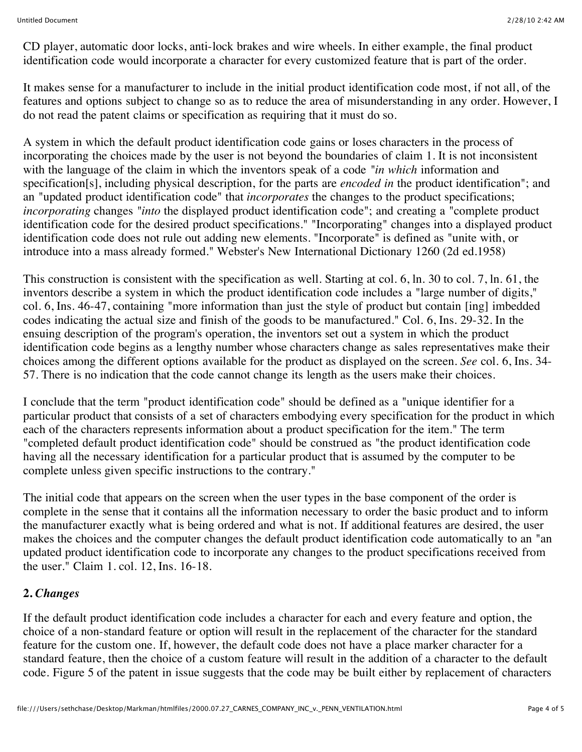CD player, automatic door locks, anti-lock brakes and wire wheels. In either example, the final product identification code would incorporate a character for every customized feature that is part of the order.

It makes sense for a manufacturer to include in the initial product identification code most, if not all, of the features and options subject to change so as to reduce the area of misunderstanding in any order. However, I do not read the patent claims or specification as requiring that it must do so.

A system in which the default product identification code gains or loses characters in the process of incorporating the choices made by the user is not beyond the boundaries of claim 1. It is not inconsistent with the language of the claim in which the inventors speak of a code *"in which* information and specification[s], including physical description, for the parts are *encoded in* the product identification"; and an "updated product identification code" that *incorporates* the changes to the product specifications; *incorporating* changes "*into* the displayed product identification code"; and creating a "complete product identification code for the desired product specifications." "Incorporating" changes into a displayed product identification code does not rule out adding new elements. "Incorporate" is defined as "unite with, or introduce into a mass already formed." Webster's New International Dictionary 1260 (2d ed.1958)

This construction is consistent with the specification as well. Starting at col. 6, ln. 30 to col. 7, ln. 61, the inventors describe a system in which the product identification code includes a "large number of digits," col. 6, Ins. 46-47, containing "more information than just the style of product but contain [ing] imbedded codes indicating the actual size and finish of the goods to be manufactured." Col. 6, Ins. 29-32. In the ensuing description of the program's operation, the inventors set out a system in which the product identification code begins as a lengthy number whose characters change as sales representatives make their choices among the different options available for the product as displayed on the screen. *See* col. 6, Ins. 34-57. There is no indication that the code cannot change its length as the users make their choices.

I conclude that the term "product identification code" should be defined as a "unique identifier for a particular product that consists of a set of characters embodying every specification for the product in which each of the characters represents information about a product specification for the item." The term "completed default product identification code" should be construed as "the product identification code having all the necessary identification for a particular product that is assumed by the computer to be complete unless given specific instructions to the contrary."

The initial code that appears on the screen when the user types in the base component of the order is complete in the sense that it contains all the information necessary to order the basic product and to inform the manufacturer exactly what is being ordered and what is not. If additional features are desired, the user makes the choices and the computer changes the default product identification code automatically to an "an updated product identification code to incorporate any changes to the product specifications received from the user." Claim 1. col. 12, Ins. 16-18.

**2.** ***Changes***

If the default product identification code includes a character for each and every feature and option, the choice of a non-standard feature or option will result in the replacement of the character for the standard feature for the custom one. If, however, the default code does not have a place marker character for a standard feature, then the choice of a custom feature will result in the addition of a character to the default code. Figure 5 of the patent in issue suggests that the code may be built either by replacement of characters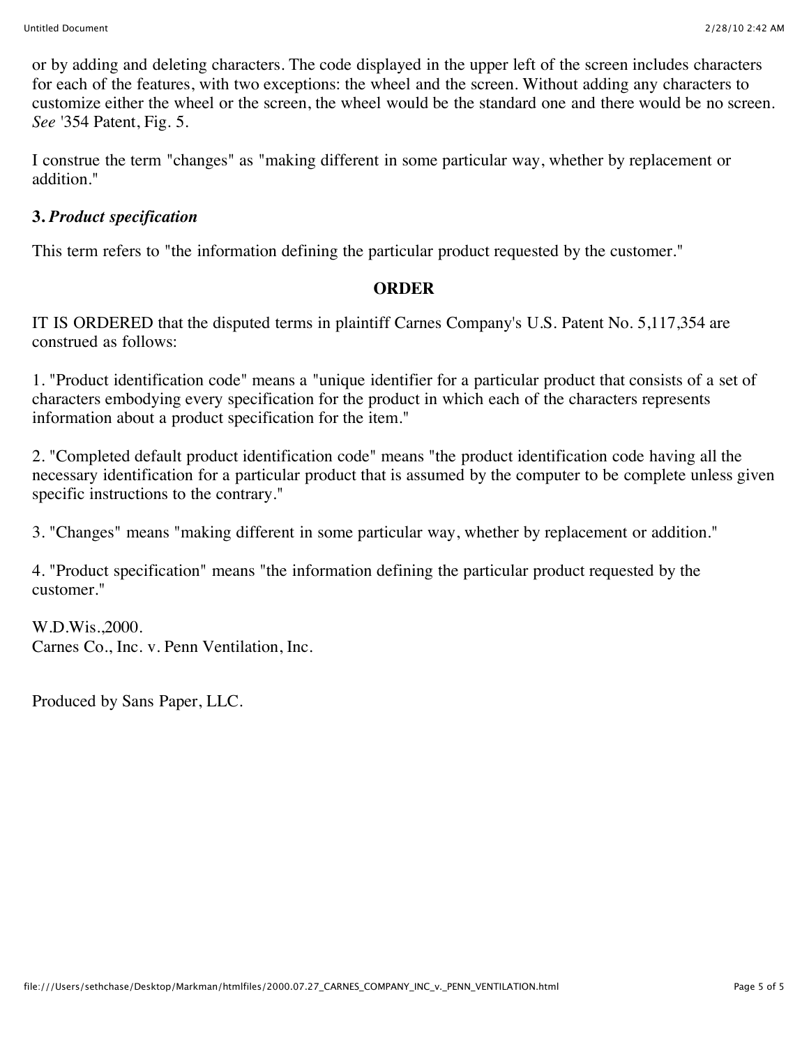or by adding and deleting characters. The code displayed in the upper left of the screen includes characters for each of the features, with two exceptions: the wheel and the screen. Without adding any characters to customize either the wheel or the screen, the wheel would be the standard one and there would be no screen. *See* '354 Patent, Fig. 5.

I construe the term "changes" as "making different in some particular way, whether by replacement or addition."

### 3. *Product specification*

This term refers to "the information defining the particular product requested by the customer."

## ORDER

IT IS ORDERED that the disputed terms in plaintiff Carnes Company's U.S. Patent No. 5,117,354 are construed as follows:

1. "Product identification code" means a "unique identifier for a particular product that consists of a set of characters embodying every specification for the product in which each of the characters represents information about a product specification for the item."

2. "Completed default product identification code" means "the product identification code having all the necessary identification for a particular product that is assumed by the computer to be complete unless given specific instructions to the contrary."

3. "Changes" means "making different in some particular way, whether by replacement or addition."

4. "Product specification" means "the information defining the particular product requested by the customer."

W.D.Wis.,2000.
Carnes Co., Inc. v. Penn Ventilation, Inc.

Produced by Sans Paper, LLC.